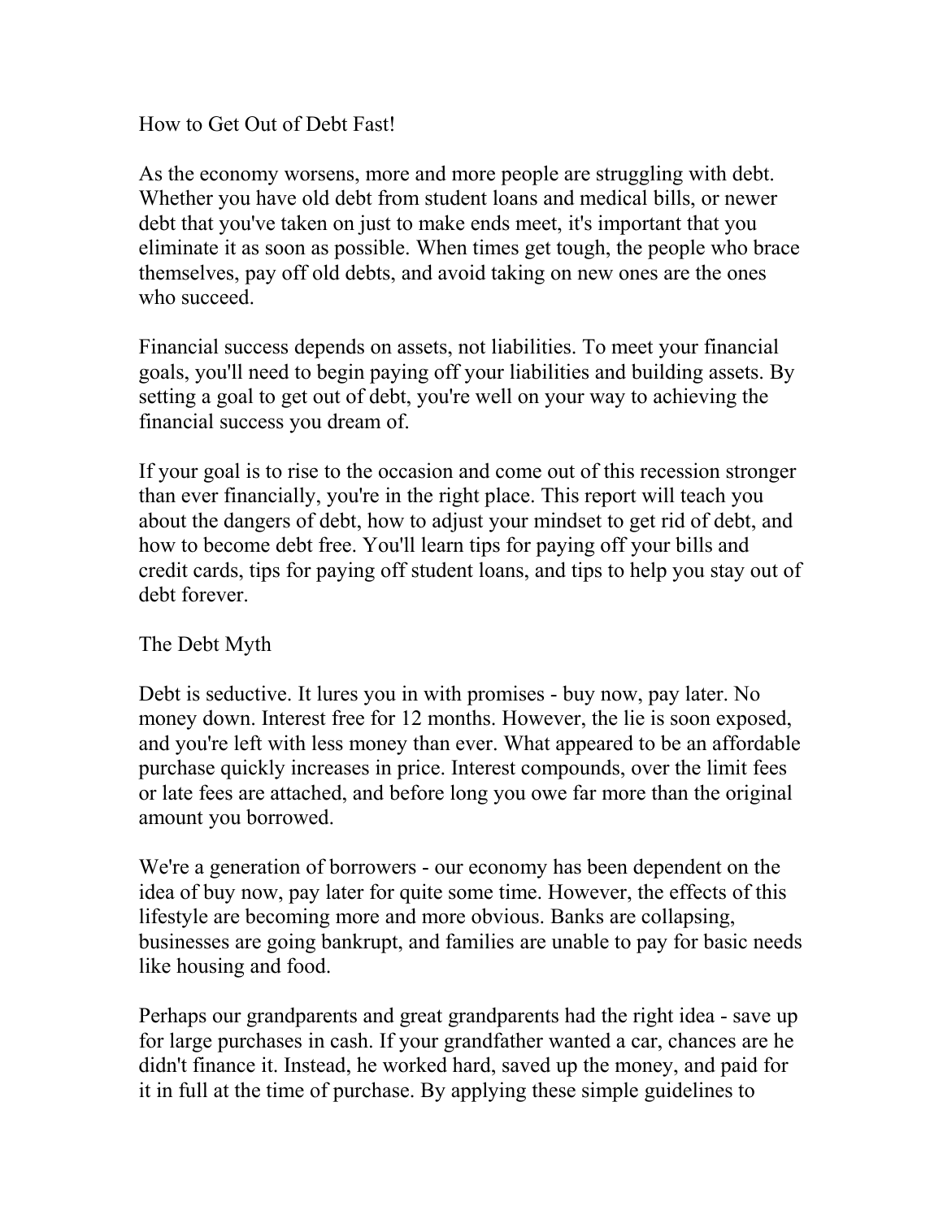# How to Get Out of Debt Fast!

As the economy worsens, more and more people are struggling with debt. Whether you have old debt from student loans and medical bills, or newer debt that you've taken on just to make ends meet, it's important that you eliminate it as soon as possible. When times get tough, the people who brace themselves, pay off old debts, and avoid taking on new ones are the ones who succeed.

Financial success depends on assets, not liabilities. To meet your financial goals, you'll need to begin paying off your liabilities and building assets. By setting a goal to get out of debt, you're well on your way to achieving the financial success you dream of.

If your goal is to rise to the occasion and come out of this recession stronger than ever financially, you're in the right place. This report will teach you about the dangers of debt, how to adjust your mindset to get rid of debt, and how to become debt free. You'll learn tips for paying off your bills and credit cards, tips for paying off student loans, and tips to help you stay out of debt forever.

## The Debt Myth

Debt is seductive. It lures you in with promises - buy now, pay later. No money down. Interest free for 12 months. However, the lie is soon exposed, and you're left with less money than ever. What appeared to be an affordable purchase quickly increases in price. Interest compounds, over the limit fees or late fees are attached, and before long you owe far more than the original amount you borrowed.

We're a generation of borrowers - our economy has been dependent on the idea of buy now, pay later for quite some time. However, the effects of this lifestyle are becoming more and more obvious. Banks are collapsing, businesses are going bankrupt, and families are unable to pay for basic needs like housing and food.

Perhaps our grandparents and great grandparents had the right idea - save up for large purchases in cash. If your grandfather wanted a car, chances are he didn't finance it. Instead, he worked hard, saved up the money, and paid for it in full at the time of purchase. By applying these simple guidelines to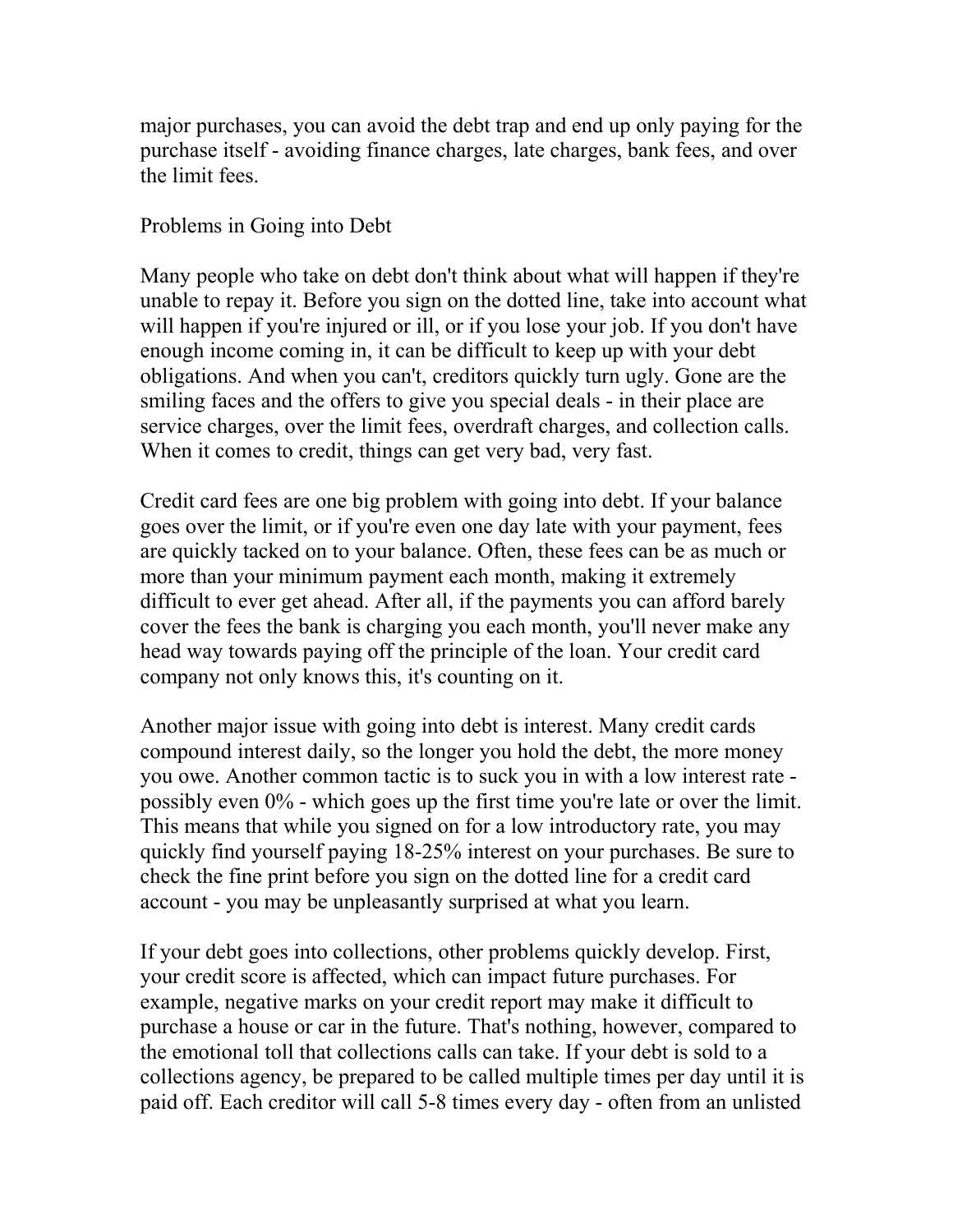major purchases, you can avoid the debt trap and end up only paying for the purchase itself - avoiding finance charges, late charges, bank fees, and over the limit fees.

## Problems in Going into Debt

Many people who take on debt don't think about what will happen if they're unable to repay it. Before you sign on the dotted line, take into account what will happen if you're injured or ill, or if you lose your job. If you don't have enough income coming in, it can be difficult to keep up with your debt obligations. And when you can't, creditors quickly turn ugly. Gone are the smiling faces and the offers to give you special deals - in their place are service charges, over the limit fees, overdraft charges, and collection calls. When it comes to credit, things can get very bad, very fast.

Credit card fees are one big problem with going into debt. If your balance goes over the limit, or if you're even one day late with your payment, fees are quickly tacked on to your balance. Often, these fees can be as much or more than your minimum payment each month, making it extremely difficult to ever get ahead. After all, if the payments you can afford barely cover the fees the bank is charging you each month, you'll never make any head way towards paying off the principle of the loan. Your credit card company not only knows this, it's counting on it.

Another major issue with going into debt is interest. Many credit cards compound interest daily, so the longer you hold the debt, the more money you owe. Another common tactic is to suck you in with a low interest rate - possibly even 0% - which goes up the first time you're late or over the limit. This means that while you signed on for a low introductory rate, you may quickly find yourself paying 18-25% interest on your purchases. Be sure to check the fine print before you sign on the dotted line for a credit card account - you may be unpleasantly surprised at what you learn.

If your debt goes into collections, other problems quickly develop. First, your credit score is affected, which can impact future purchases. For example, negative marks on your credit report may make it difficult to purchase a house or car in the future. That's nothing, however, compared to the emotional toll that collections calls can take. If your debt is sold to a collections agency, be prepared to be called multiple times per day until it is paid off. Each creditor will call 5-8 times every day - often from an unlisted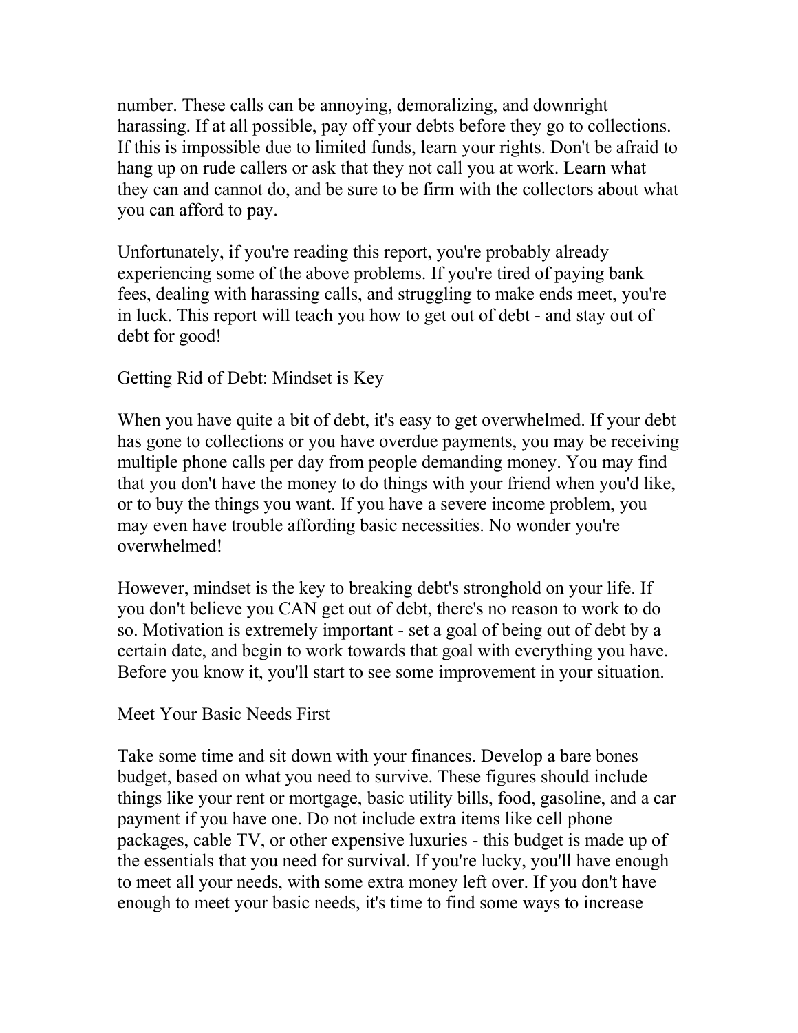number. These calls can be annoying, demoralizing, and downright harassing. If at all possible, pay off your debts before they go to collections. If this is impossible due to limited funds, learn your rights. Don't be afraid to hang up on rude callers or ask that they not call you at work. Learn what they can and cannot do, and be sure to be firm with the collectors about what you can afford to pay.

Unfortunately, if you're reading this report, you're probably already experiencing some of the above problems. If you're tired of paying bank fees, dealing with harassing calls, and struggling to make ends meet, you're in luck. This report will teach you how to get out of debt - and stay out of debt for good!

## Getting Rid of Debt: Mindset is Key

When you have quite a bit of debt, it's easy to get overwhelmed. If your debt has gone to collections or you have overdue payments, you may be receiving multiple phone calls per day from people demanding money. You may find that you don't have the money to do things with your friend when you'd like, or to buy the things you want. If you have a severe income problem, you may even have trouble affording basic necessities. No wonder you're overwhelmed!

However, mindset is the key to breaking debt's stronghold on your life. If you don't believe you CAN get out of debt, there's no reason to work to do so. Motivation is extremely important - set a goal of being out of debt by a certain date, and begin to work towards that goal with everything you have. Before you know it, you'll start to see some improvement in your situation.

## Meet Your Basic Needs First

Take some time and sit down with your finances. Develop a bare bones budget, based on what you need to survive. These figures should include things like your rent or mortgage, basic utility bills, food, gasoline, and a car payment if you have one. Do not include extra items like cell phone packages, cable TV, or other expensive luxuries - this budget is made up of the essentials that you need for survival. If you're lucky, you'll have enough to meet all your needs, with some extra money left over. If you don't have enough to meet your basic needs, it's time to find some ways to increase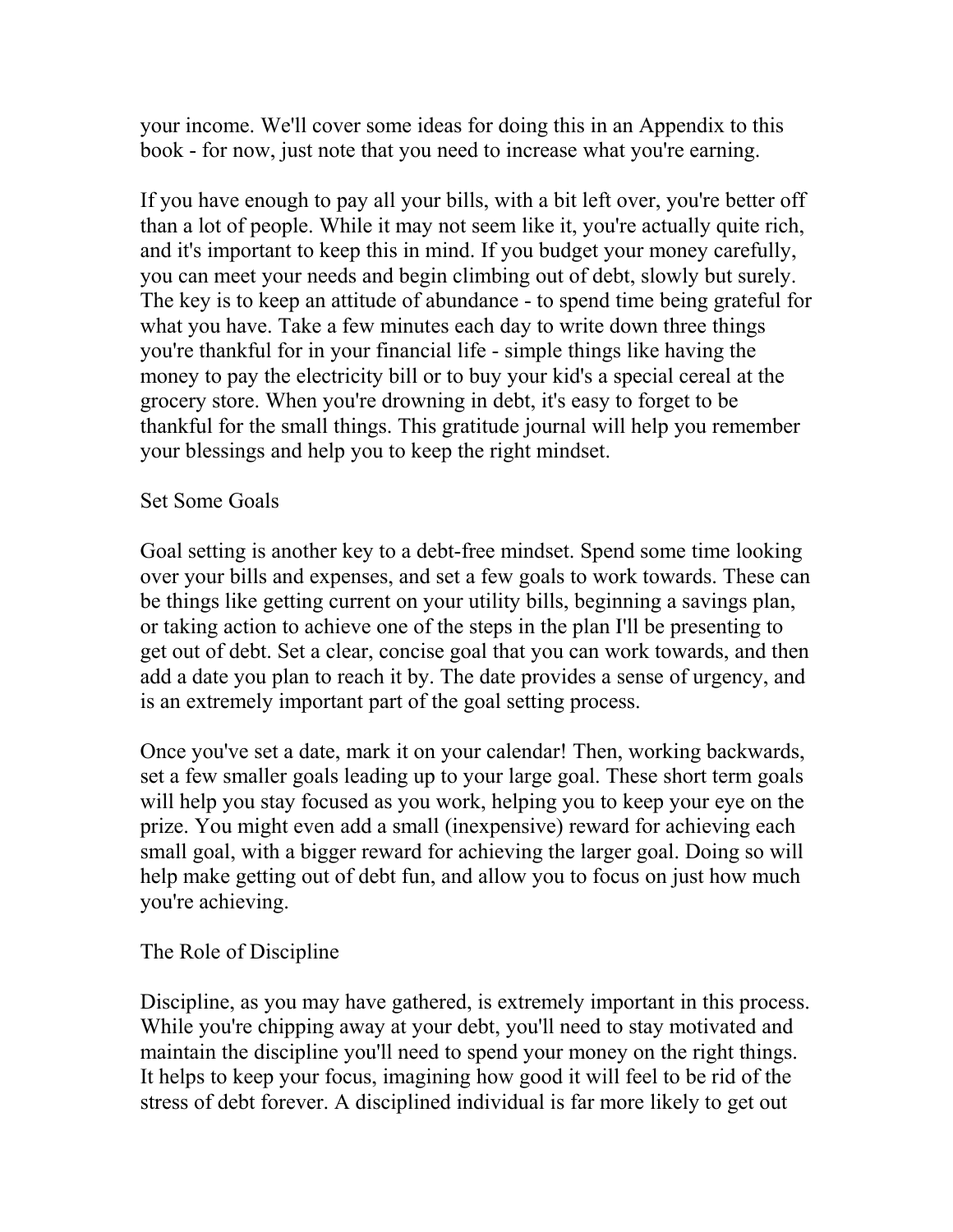your income. We'll cover some ideas for doing this in an Appendix to this book - for now, just note that you need to increase what you're earning.

If you have enough to pay all your bills, with a bit left over, you're better off than a lot of people. While it may not seem like it, you're actually quite rich, and it's important to keep this in mind. If you budget your money carefully, you can meet your needs and begin climbing out of debt, slowly but surely. The key is to keep an attitude of abundance - to spend time being grateful for what you have. Take a few minutes each day to write down three things you're thankful for in your financial life - simple things like having the money to pay the electricity bill or to buy your kid's a special cereal at the grocery store. When you're drowning in debt, it's easy to forget to be thankful for the small things. This gratitude journal will help you remember your blessings and help you to keep the right mindset.

## Set Some Goals

Goal setting is another key to a debt-free mindset. Spend some time looking over your bills and expenses, and set a few goals to work towards. These can be things like getting current on your utility bills, beginning a savings plan, or taking action to achieve one of the steps in the plan I'll be presenting to get out of debt. Set a clear, concise goal that you can work towards, and then add a date you plan to reach it by. The date provides a sense of urgency, and is an extremely important part of the goal setting process.

Once you've set a date, mark it on your calendar! Then, working backwards, set a few smaller goals leading up to your large goal. These short term goals will help you stay focused as you work, helping you to keep your eye on the prize. You might even add a small (inexpensive) reward for achieving each small goal, with a bigger reward for achieving the larger goal. Doing so will help make getting out of debt fun, and allow you to focus on just how much you're achieving.

## The Role of Discipline

Discipline, as you may have gathered, is extremely important in this process. While you're chipping away at your debt, you'll need to stay motivated and maintain the discipline you'll need to spend your money on the right things. It helps to keep your focus, imagining how good it will feel to be rid of the stress of debt forever. A disciplined individual is far more likely to get out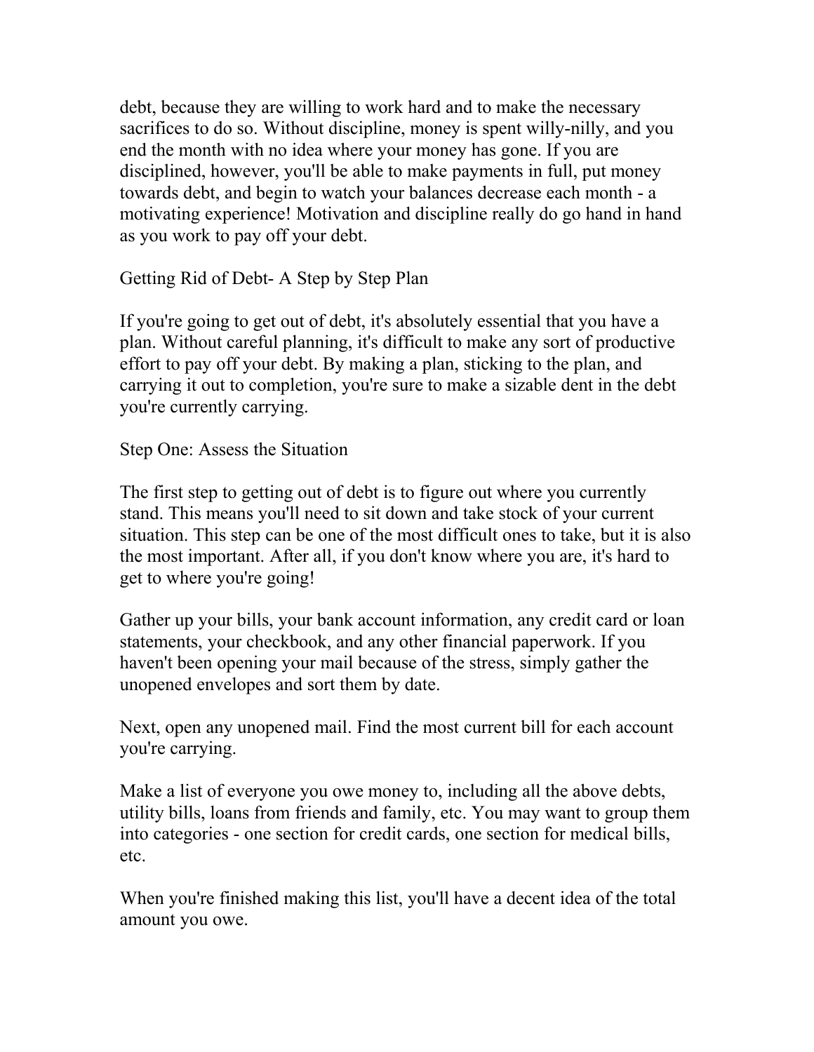debt, because they are willing to work hard and to make the necessary sacrifices to do so. Without discipline, money is spent willy-nilly, and you end the month with no idea where your money has gone. If you are disciplined, however, you'll be able to make payments in full, put money towards debt, and begin to watch your balances decrease each month - a motivating experience! Motivation and discipline really do go hand in hand as you work to pay off your debt.

## Getting Rid of Debt- A Step by Step Plan

If you're going to get out of debt, it's absolutely essential that you have a plan. Without careful planning, it's difficult to make any sort of productive effort to pay off your debt. By making a plan, sticking to the plan, and carrying it out to completion, you're sure to make a sizable dent in the debt you're currently carrying.

### Step One: Assess the Situation

The first step to getting out of debt is to figure out where you currently stand. This means you'll need to sit down and take stock of your current situation. This step can be one of the most difficult ones to take, but it is also the most important. After all, if you don't know where you are, it's hard to get to where you're going!

Gather up your bills, your bank account information, any credit card or loan statements, your checkbook, and any other financial paperwork. If you haven't been opening your mail because of the stress, simply gather the unopened envelopes and sort them by date.

Next, open any unopened mail. Find the most current bill for each account you're carrying.

Make a list of everyone you owe money to, including all the above debts, utility bills, loans from friends and family, etc. You may want to group them into categories - one section for credit cards, one section for medical bills, etc.

When you're finished making this list, you'll have a decent idea of the total amount you owe.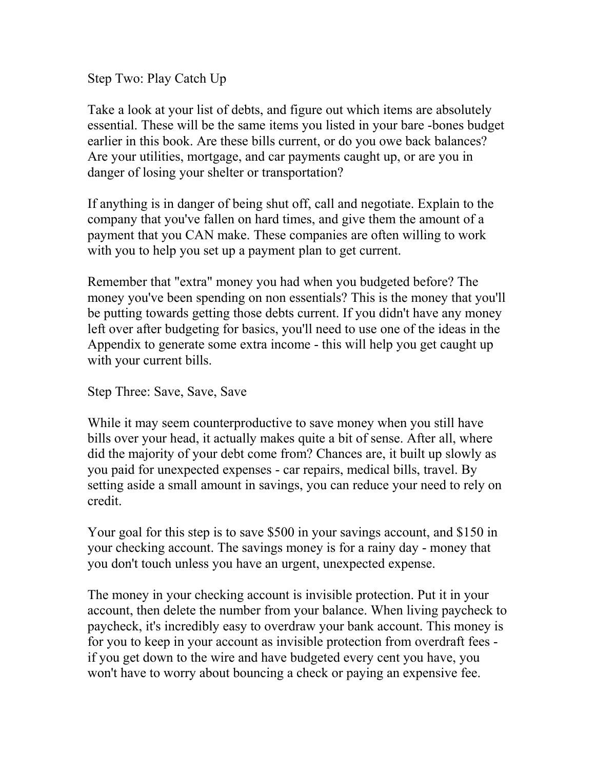## Step Two: Play Catch Up

Take a look at your list of debts, and figure out which items are absolutely essential. These will be the same items you listed in your bare -bones budget earlier in this book. Are these bills current, or do you owe back balances? Are your utilities, mortgage, and car payments caught up, or are you in danger of losing your shelter or transportation?

If anything is in danger of being shut off, call and negotiate. Explain to the company that you've fallen on hard times, and give them the amount of a payment that you CAN make. These companies are often willing to work with you to help you set up a payment plan to get current.

Remember that "extra" money you had when you budgeted before? The money you've been spending on non essentials? This is the money that you'll be putting towards getting those debts current. If you didn't have any money left over after budgeting for basics, you'll need to use one of the ideas in the Appendix to generate some extra income - this will help you get caught up with your current bills.

## Step Three: Save, Save, Save

While it may seem counterproductive to save money when you still have bills over your head, it actually makes quite a bit of sense. After all, where did the majority of your debt come from? Chances are, it built up slowly as you paid for unexpected expenses - car repairs, medical bills, travel. By setting aside a small amount in savings, you can reduce your need to rely on credit.

Your goal for this step is to save $500 in your savings account, and $150 in your checking account. The savings money is for a rainy day - money that you don't touch unless you have an urgent, unexpected expense.

The money in your checking account is invisible protection. Put it in your account, then delete the number from your balance. When living paycheck to paycheck, it's incredibly easy to overdraw your bank account. This money is for you to keep in your account as invisible protection from overdraft fees - if you get down to the wire and have budgeted every cent you have, you won't have to worry about bouncing a check or paying an expensive fee.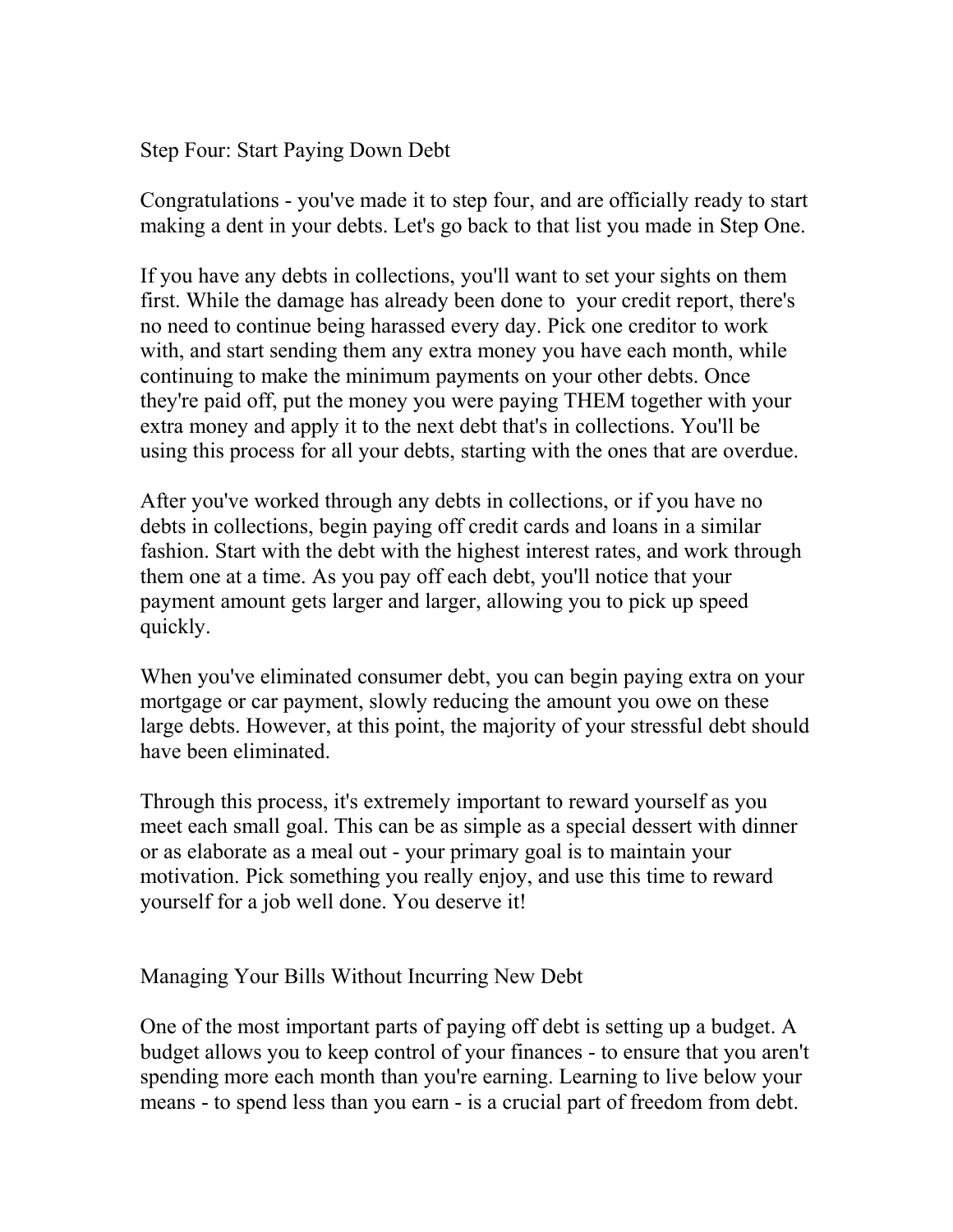## Step Four: Start Paying Down Debt

Congratulations - you've made it to step four, and are officially ready to start making a dent in your debts. Let's go back to that list you made in Step One.

If you have any debts in collections, you'll want to set your sights on them first. While the damage has already been done to your credit report, there's no need to continue being harassed every day. Pick one creditor to work with, and start sending them any extra money you have each month, while continuing to make the minimum payments on your other debts. Once they're paid off, put the money you were paying THEM together with your extra money and apply it to the next debt that's in collections. You'll be using this process for all your debts, starting with the ones that are overdue.

After you've worked through any debts in collections, or if you have no debts in collections, begin paying off credit cards and loans in a similar fashion. Start with the debt with the highest interest rates, and work through them one at a time. As you pay off each debt, you'll notice that your payment amount gets larger and larger, allowing you to pick up speed quickly.

When you've eliminated consumer debt, you can begin paying extra on your mortgage or car payment, slowly reducing the amount you owe on these large debts. However, at this point, the majority of your stressful debt should have been eliminated.

Through this process, it's extremely important to reward yourself as you meet each small goal. This can be as simple as a special dessert with dinner or as elaborate as a meal out - your primary goal is to maintain your motivation. Pick something you really enjoy, and use this time to reward yourself for a job well done. You deserve it!

## Managing Your Bills Without Incurring New Debt

One of the most important parts of paying off debt is setting up a budget. A budget allows you to keep control of your finances - to ensure that you aren't spending more each month than you're earning. Learning to live below your means - to spend less than you earn - is a crucial part of freedom from debt.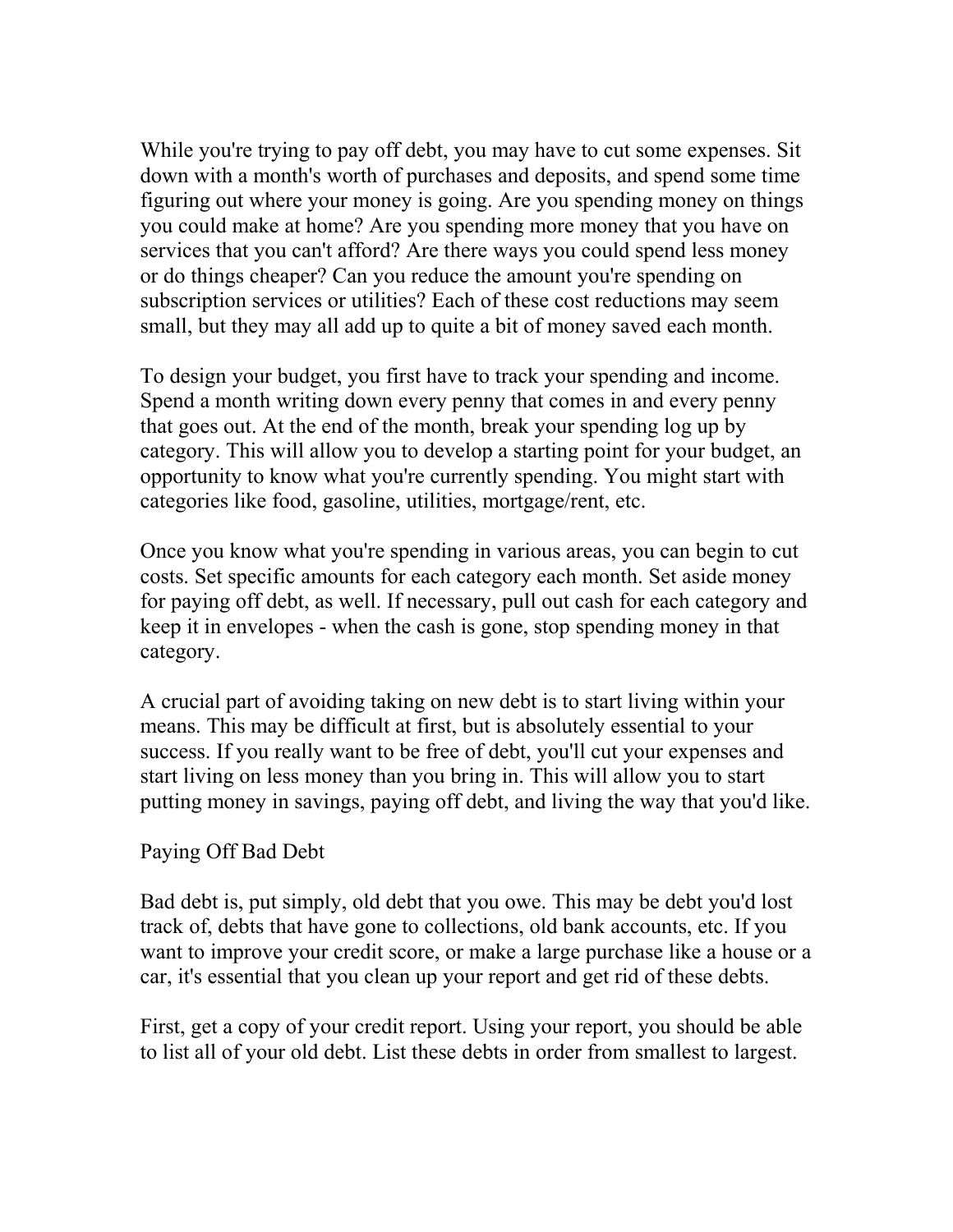While you're trying to pay off debt, you may have to cut some expenses. Sit down with a month's worth of purchases and deposits, and spend some time figuring out where your money is going. Are you spending money on things you could make at home? Are you spending more money that you have on services that you can't afford? Are there ways you could spend less money or do things cheaper? Can you reduce the amount you're spending on subscription services or utilities? Each of these cost reductions may seem small, but they may all add up to quite a bit of money saved each month.

To design your budget, you first have to track your spending and income. Spend a month writing down every penny that comes in and every penny that goes out. At the end of the month, break your spending log up by category. This will allow you to develop a starting point for your budget, an opportunity to know what you're currently spending. You might start with categories like food, gasoline, utilities, mortgage/rent, etc.

Once you know what you're spending in various areas, you can begin to cut costs. Set specific amounts for each category each month. Set aside money for paying off debt, as well. If necessary, pull out cash for each category and keep it in envelopes - when the cash is gone, stop spending money in that category.

A crucial part of avoiding taking on new debt is to start living within your means. This may be difficult at first, but is absolutely essential to your success. If you really want to be free of debt, you'll cut your expenses and start living on less money than you bring in. This will allow you to start putting money in savings, paying off debt, and living the way that you'd like.

## Paying Off Bad Debt

Bad debt is, put simply, old debt that you owe. This may be debt you'd lost track of, debts that have gone to collections, old bank accounts, etc. If you want to improve your credit score, or make a large purchase like a house or a car, it's essential that you clean up your report and get rid of these debts.

First, get a copy of your credit report. Using your report, you should be able to list all of your old debt. List these debts in order from smallest to largest.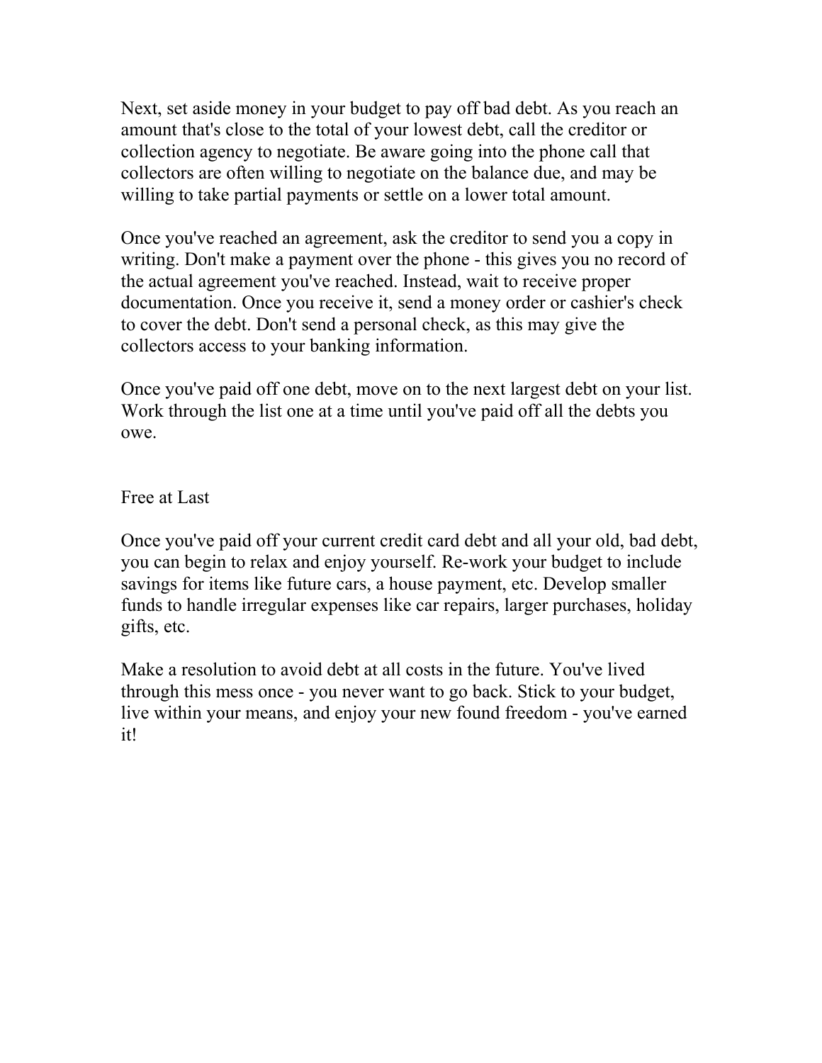Next, set aside money in your budget to pay off bad debt. As you reach an amount that's close to the total of your lowest debt, call the creditor or collection agency to negotiate. Be aware going into the phone call that collectors are often willing to negotiate on the balance due, and may be willing to take partial payments or settle on a lower total amount.

Once you've reached an agreement, ask the creditor to send you a copy in writing. Don't make a payment over the phone - this gives you no record of the actual agreement you've reached. Instead, wait to receive proper documentation. Once you receive it, send a money order or cashier's check to cover the debt. Don't send a personal check, as this may give the collectors access to your banking information.

Once you've paid off one debt, move on to the next largest debt on your list. Work through the list one at a time until you've paid off all the debts you owe.

## Free at Last

Once you've paid off your current credit card debt and all your old, bad debt, you can begin to relax and enjoy yourself. Re-work your budget to include savings for items like future cars, a house payment, etc. Develop smaller funds to handle irregular expenses like car repairs, larger purchases, holiday gifts, etc.

Make a resolution to avoid debt at all costs in the future. You've lived through this mess once - you never want to go back. Stick to your budget, live within your means, and enjoy your new found freedom - you've earned it!